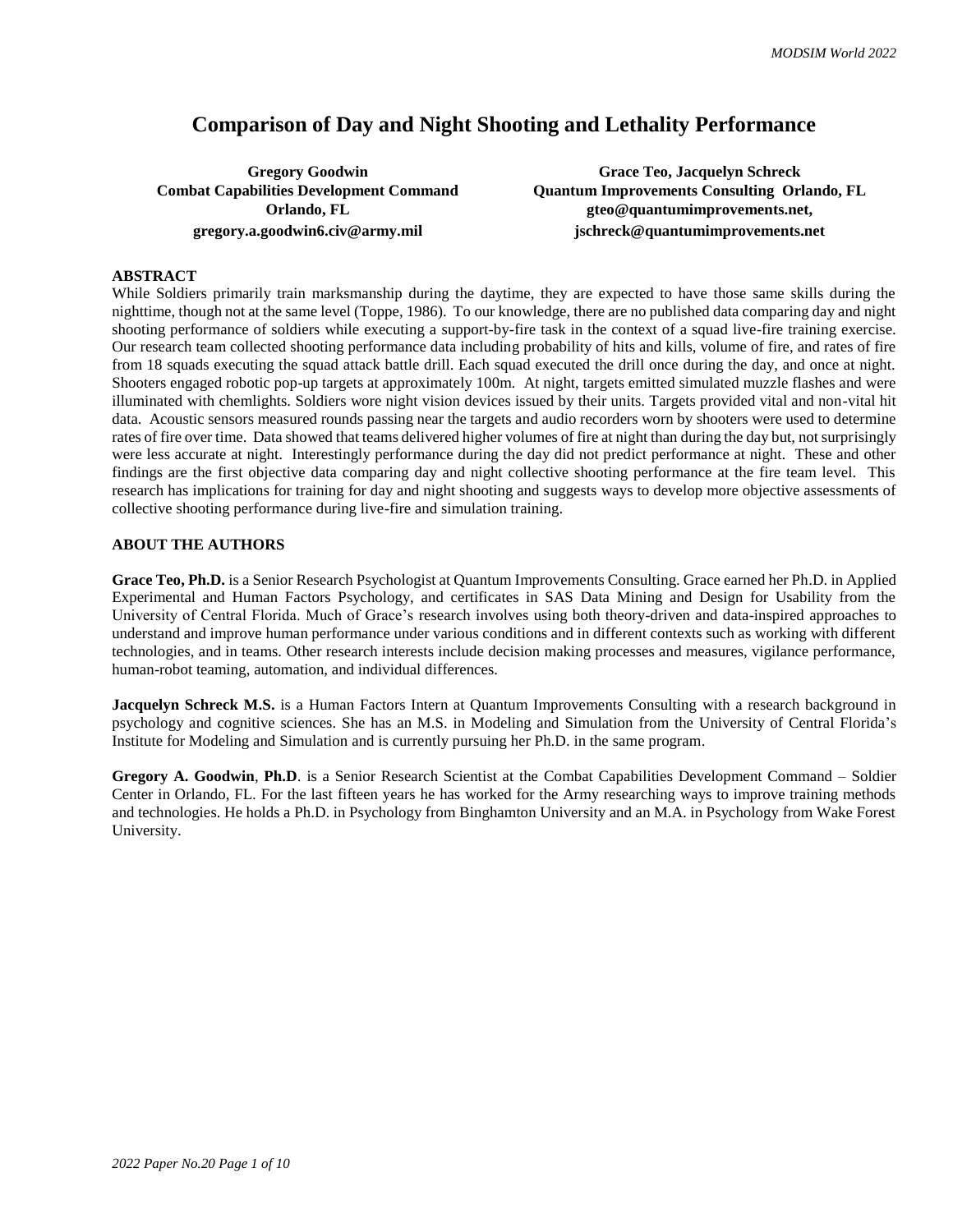# Comparison of Day and Night Shooting and Lethality Performance

**Gregory Goodwin**
**Combat Capabilities Development Command**
**Orlando, FL**
**gregory.a.goodwin6.civ@army.mil**

**Grace Teo, Jacquelyn Schreck**
**Quantum Improvements Consulting Orlando, FL**
**gteo@quantumimprovements.net,**
**jschreck@quantumimprovements.net**

## ABSTRACT

While Soldiers primarily train marksmanship during the daytime, they are expected to have those same skills during the nighttime, though not at the same level (Toppe, 1986). To our knowledge, there are no published data comparing day and night shooting performance of soldiers while executing a support-by-fire task in the context of a squad live-fire training exercise. Our research team collected shooting performance data including probability of hits and kills, volume of fire, and rates of fire from 18 squads executing the squad attack battle drill. Each squad executed the drill once during the day, and once at night. Shooters engaged robotic pop-up targets at approximately 100m. At night, targets emitted simulated muzzle flashes and were illuminated with chemlights. Soldiers wore night vision devices issued by their units. Targets provided vital and non-vital hit data. Acoustic sensors measured rounds passing near the targets and audio recorders worn by shooters were used to determine rates of fire over time. Data showed that teams delivered higher volumes of fire at night than during the day but, not surprisingly were less accurate at night. Interestingly performance during the day did not predict performance at night. These and other findings are the first objective data comparing day and night collective shooting performance at the fire team level. This research has implications for training for day and night shooting and suggests ways to develop more objective assessments of collective shooting performance during live-fire and simulation training.

## ABOUT THE AUTHORS

**Grace Teo, Ph.D.** is a Senior Research Psychologist at Quantum Improvements Consulting. Grace earned her Ph.D. in Applied Experimental and Human Factors Psychology, and certificates in SAS Data Mining and Design for Usability from the University of Central Florida. Much of Grace's research involves using both theory-driven and data-inspired approaches to understand and improve human performance under various conditions and in different contexts such as working with different technologies, and in teams. Other research interests include decision making processes and measures, vigilance performance, human-robot teaming, automation, and individual differences.

**Jacquelyn Schreck M.S.** is a Human Factors Intern at Quantum Improvements Consulting with a research background in psychology and cognitive sciences. She has an M.S. in Modeling and Simulation from the University of Central Florida's Institute for Modeling and Simulation and is currently pursuing her Ph.D. in the same program.

**Gregory A. Goodwin**, **Ph.D**. is a Senior Research Scientist at the Combat Capabilities Development Command – Soldier Center in Orlando, FL. For the last fifteen years he has worked for the Army researching ways to improve training methods and technologies. He holds a Ph.D. in Psychology from Binghamton University and an M.A. in Psychology from Wake Forest University.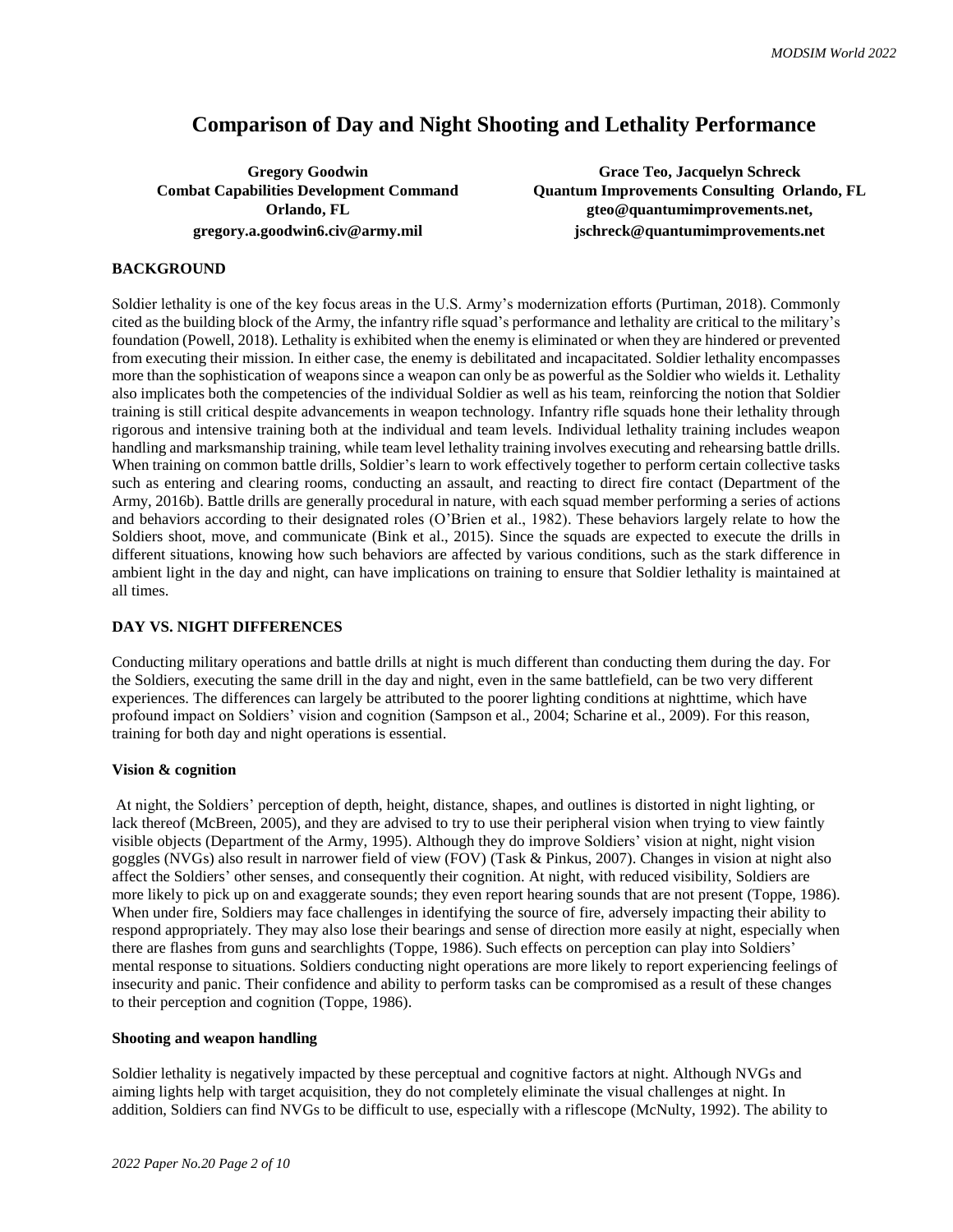# Comparison of Day and Night Shooting and Lethality Performance

**Gregory Goodwin**
**Combat Capabilities Development Command**
**Orlando, FL**
**gregory.a.goodwin6.civ@army.mil**

**Grace Teo, Jacquelyn Schreck**
**Quantum Improvements Consulting Orlando, FL**
**gteo@quantumimprovements.net,**
**jschreck@quantumimprovements.net**

## BACKGROUND

Soldier lethality is one of the key focus areas in the U.S. Army's modernization efforts (Purtiman, 2018). Commonly cited as the building block of the Army, the infantry rifle squad's performance and lethality are critical to the military's foundation (Powell, 2018). Lethality is exhibited when the enemy is eliminated or when they are hindered or prevented from executing their mission. In either case, the enemy is debilitated and incapacitated. Soldier lethality encompasses more than the sophistication of weapons since a weapon can only be as powerful as the Soldier who wields it. Lethality also implicates both the competencies of the individual Soldier as well as his team, reinforcing the notion that Soldier training is still critical despite advancements in weapon technology. Infantry rifle squads hone their lethality through rigorous and intensive training both at the individual and team levels. Individual lethality training includes weapon handling and marksmanship training, while team level lethality training involves executing and rehearsing battle drills. When training on common battle drills, Soldier's learn to work effectively together to perform certain collective tasks such as entering and clearing rooms, conducting an assault, and reacting to direct fire contact (Department of the Army, 2016b). Battle drills are generally procedural in nature, with each squad member performing a series of actions and behaviors according to their designated roles (O'Brien et al., 1982). These behaviors largely relate to how the Soldiers shoot, move, and communicate (Bink et al., 2015). Since the squads are expected to execute the drills in different situations, knowing how such behaviors are affected by various conditions, such as the stark difference in ambient light in the day and night, can have implications on training to ensure that Soldier lethality is maintained at all times.

## DAY VS. NIGHT DIFFERENCES

Conducting military operations and battle drills at night is much different than conducting them during the day. For the Soldiers, executing the same drill in the day and night, even in the same battlefield, can be two very different experiences. The differences can largely be attributed to the poorer lighting conditions at nighttime, which have profound impact on Soldiers' vision and cognition (Sampson et al., 2004; Scharine et al., 2009). For this reason, training for both day and night operations is essential.

### Vision & cognition

At night, the Soldiers' perception of depth, height, distance, shapes, and outlines is distorted in night lighting, or lack thereof (McBreen, 2005), and they are advised to try to use their peripheral vision when trying to view faintly visible objects (Department of the Army, 1995). Although they do improve Soldiers' vision at night, night vision goggles (NVGs) also result in narrower field of view (FOV) (Task & Pinkus, 2007). Changes in vision at night also affect the Soldiers' other senses, and consequently their cognition. At night, with reduced visibility, Soldiers are more likely to pick up on and exaggerate sounds; they even report hearing sounds that are not present (Toppe, 1986). When under fire, Soldiers may face challenges in identifying the source of fire, adversely impacting their ability to respond appropriately. They may also lose their bearings and sense of direction more easily at night, especially when there are flashes from guns and searchlights (Toppe, 1986). Such effects on perception can play into Soldiers' mental response to situations. Soldiers conducting night operations are more likely to report experiencing feelings of insecurity and panic. Their confidence and ability to perform tasks can be compromised as a result of these changes to their perception and cognition (Toppe, 1986).

### Shooting and weapon handling

Soldier lethality is negatively impacted by these perceptual and cognitive factors at night. Although NVGs and aiming lights help with target acquisition, they do not completely eliminate the visual challenges at night. In addition, Soldiers can find NVGs to be difficult to use, especially with a riflescope (McNulty, 1992). The ability to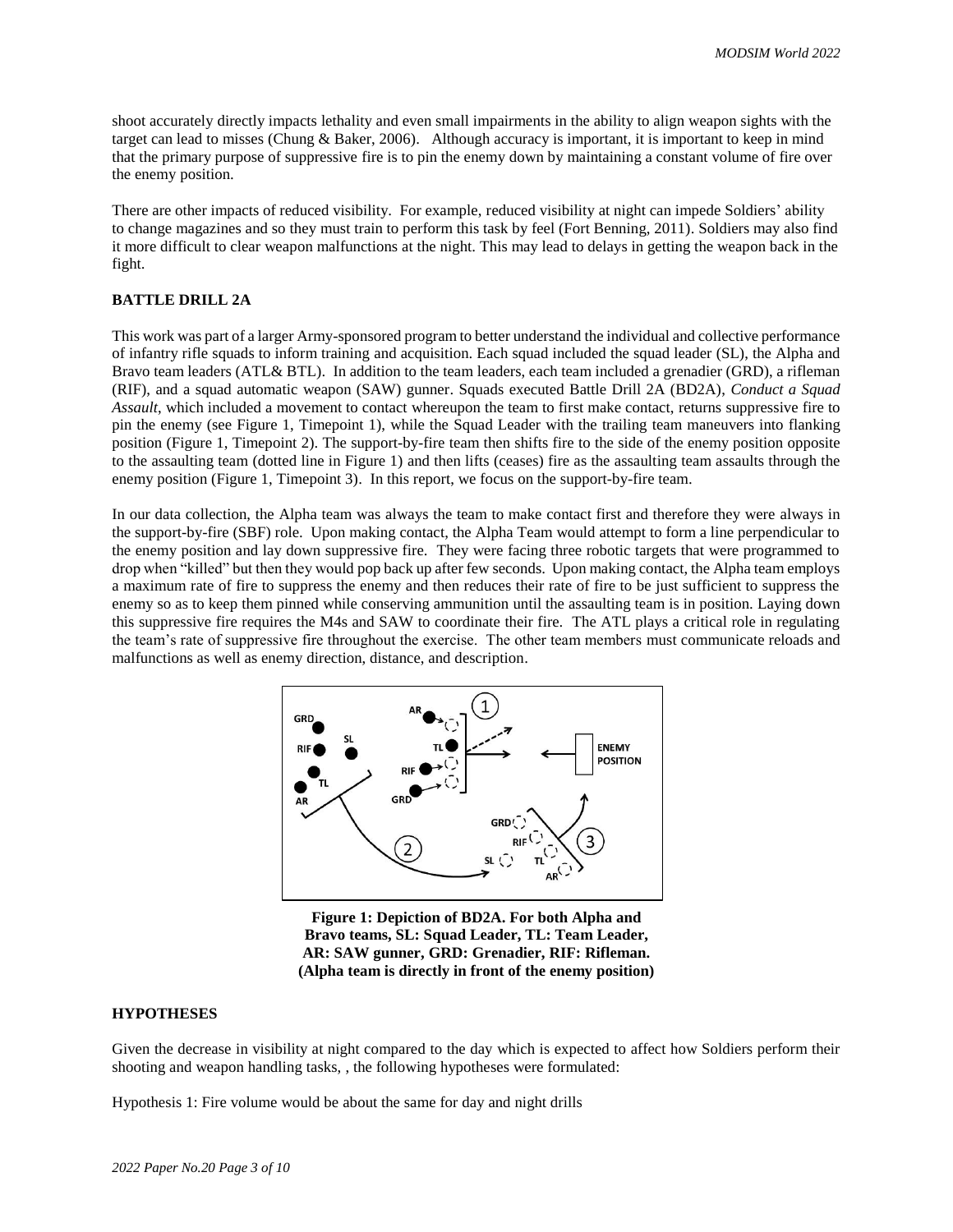shoot accurately directly impacts lethality and even small impairments in the ability to align weapon sights with the target can lead to misses (Chung & Baker, 2006). Although accuracy is important, it is important to keep in mind that the primary purpose of suppressive fire is to pin the enemy down by maintaining a constant volume of fire over the enemy position.

There are other impacts of reduced visibility. For example, reduced visibility at night can impede Soldiers' ability to change magazines and so they must train to perform this task by feel (Fort Benning, 2011). Soldiers may also find it more difficult to clear weapon malfunctions at the night. This may lead to delays in getting the weapon back in the fight.

## BATTLE DRILL 2A

This work was part of a larger Army-sponsored program to better understand the individual and collective performance of infantry rifle squads to inform training and acquisition. Each squad included the squad leader (SL), the Alpha and Bravo team leaders (ATL& BTL). In addition to the team leaders, each team included a grenadier (GRD), a rifleman (RIF), and a squad automatic weapon (SAW) gunner. Squads executed Battle Drill 2A (BD2A), *Conduct a Squad Assault*, which included a movement to contact whereupon the team to first make contact, returns suppressive fire to pin the enemy (see Figure 1, Timepoint 1), while the Squad Leader with the trailing team maneuvers into flanking position (Figure 1, Timepoint 2). The support-by-fire team then shifts fire to the side of the enemy position opposite to the assaulting team (dotted line in Figure 1) and then lifts (ceases) fire as the assaulting team assaults through the enemy position (Figure 1, Timepoint 3). In this report, we focus on the support-by-fire team.

In our data collection, the Alpha team was always the team to make contact first and therefore they were always in the support-by-fire (SBF) role. Upon making contact, the Alpha Team would attempt to form a line perpendicular to the enemy position and lay down suppressive fire. They were facing three robotic targets that were programmed to drop when "killed" but then they would pop back up after few seconds. Upon making contact, the Alpha team employs a maximum rate of fire to suppress the enemy and then reduces their rate of fire to be just sufficient to suppress the enemy so as to keep them pinned while conserving ammunition until the assaulting team is in position. Laying down this suppressive fire requires the M4s and SAW to coordinate their fire. The ATL plays a critical role in regulating the team's rate of suppressive fire throughout the exercise. The other team members must communicate reloads and malfunctions as well as enemy direction, distance, and description.

**Figure 1: Depiction of BD2A. For both Alpha and Bravo teams, SL: Squad Leader, TL: Team Leader, AR: SAW gunner, GRD: Grenadier, RIF: Rifleman. (Alpha team is directly in front of the enemy position)**

## HYPOTHESES

Given the decrease in visibility at night compared to the day which is expected to affect how Soldiers perform their shooting and weapon handling tasks, , the following hypotheses were formulated:

Hypothesis 1: Fire volume would be about the same for day and night drills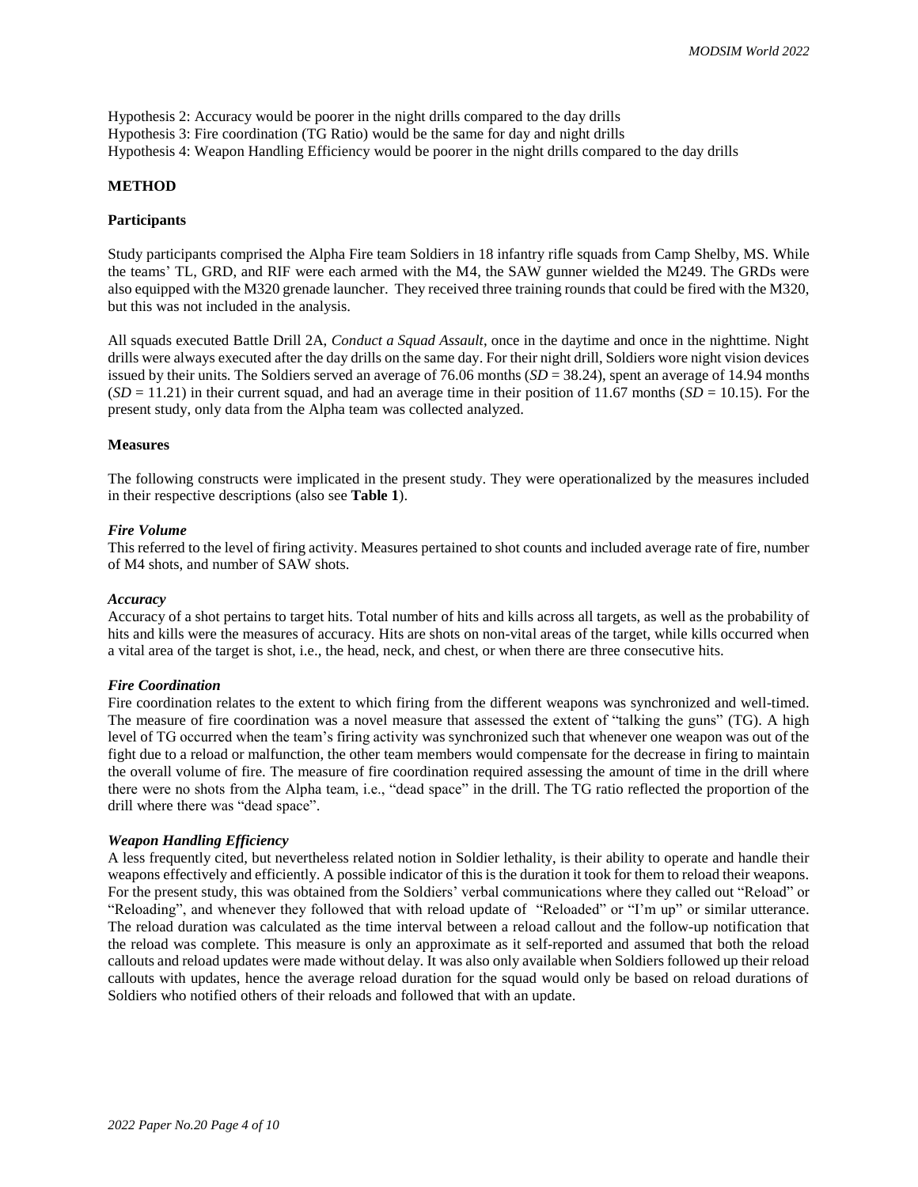Hypothesis 2: Accuracy would be poorer in the night drills compared to the day drills

Hypothesis 3: Fire coordination (TG Ratio) would be the same for day and night drills

Hypothesis 4: Weapon Handling Efficiency would be poorer in the night drills compared to the day drills

## METHOD

### Participants

Study participants comprised the Alpha Fire team Soldiers in 18 infantry rifle squads from Camp Shelby, MS. While the teams' TL, GRD, and RIF were each armed with the M4, the SAW gunner wielded the M249. The GRDs were also equipped with the M320 grenade launcher. They received three training rounds that could be fired with the M320, but this was not included in the analysis.

All squads executed Battle Drill 2A, *Conduct a Squad Assault*, once in the daytime and once in the nighttime. Night drills were always executed after the day drills on the same day. For their night drill, Soldiers wore night vision devices issued by their units. The Soldiers served an average of 76.06 months (*SD* = 38.24), spent an average of 14.94 months (*SD* = 11.21) in their current squad, and had an average time in their position of 11.67 months (*SD* = 10.15). For the present study, only data from the Alpha team was collected analyzed.

### Measures

The following constructs were implicated in the present study. They were operationalized by the measures included in their respective descriptions (also see **Table 1**).

#### *Fire Volume*

This referred to the level of firing activity. Measures pertained to shot counts and included average rate of fire, number of M4 shots, and number of SAW shots.

#### *Accuracy*

Accuracy of a shot pertains to target hits. Total number of hits and kills across all targets, as well as the probability of hits and kills were the measures of accuracy. Hits are shots on non-vital areas of the target, while kills occurred when a vital area of the target is shot, i.e., the head, neck, and chest, or when there are three consecutive hits.

#### *Fire Coordination*

Fire coordination relates to the extent to which firing from the different weapons was synchronized and well-timed. The measure of fire coordination was a novel measure that assessed the extent of "talking the guns" (TG). A high level of TG occurred when the team's firing activity was synchronized such that whenever one weapon was out of the fight due to a reload or malfunction, the other team members would compensate for the decrease in firing to maintain the overall volume of fire. The measure of fire coordination required assessing the amount of time in the drill where there were no shots from the Alpha team, i.e., "dead space" in the drill. The TG ratio reflected the proportion of the drill where there was "dead space".

#### *Weapon Handling Efficiency*

A less frequently cited, but nevertheless related notion in Soldier lethality, is their ability to operate and handle their weapons effectively and efficiently. A possible indicator of this is the duration it took for them to reload their weapons. For the present study, this was obtained from the Soldiers' verbal communications where they called out "Reload" or "Reloading", and whenever they followed that with reload update of "Reloaded" or "I'm up" or similar utterance. The reload duration was calculated as the time interval between a reload callout and the follow-up notification that the reload was complete. This measure is only an approximate as it self-reported and assumed that both the reload callouts and reload updates were made without delay. It was also only available when Soldiers followed up their reload callouts with updates, hence the average reload duration for the squad would only be based on reload durations of Soldiers who notified others of their reloads and followed that with an update.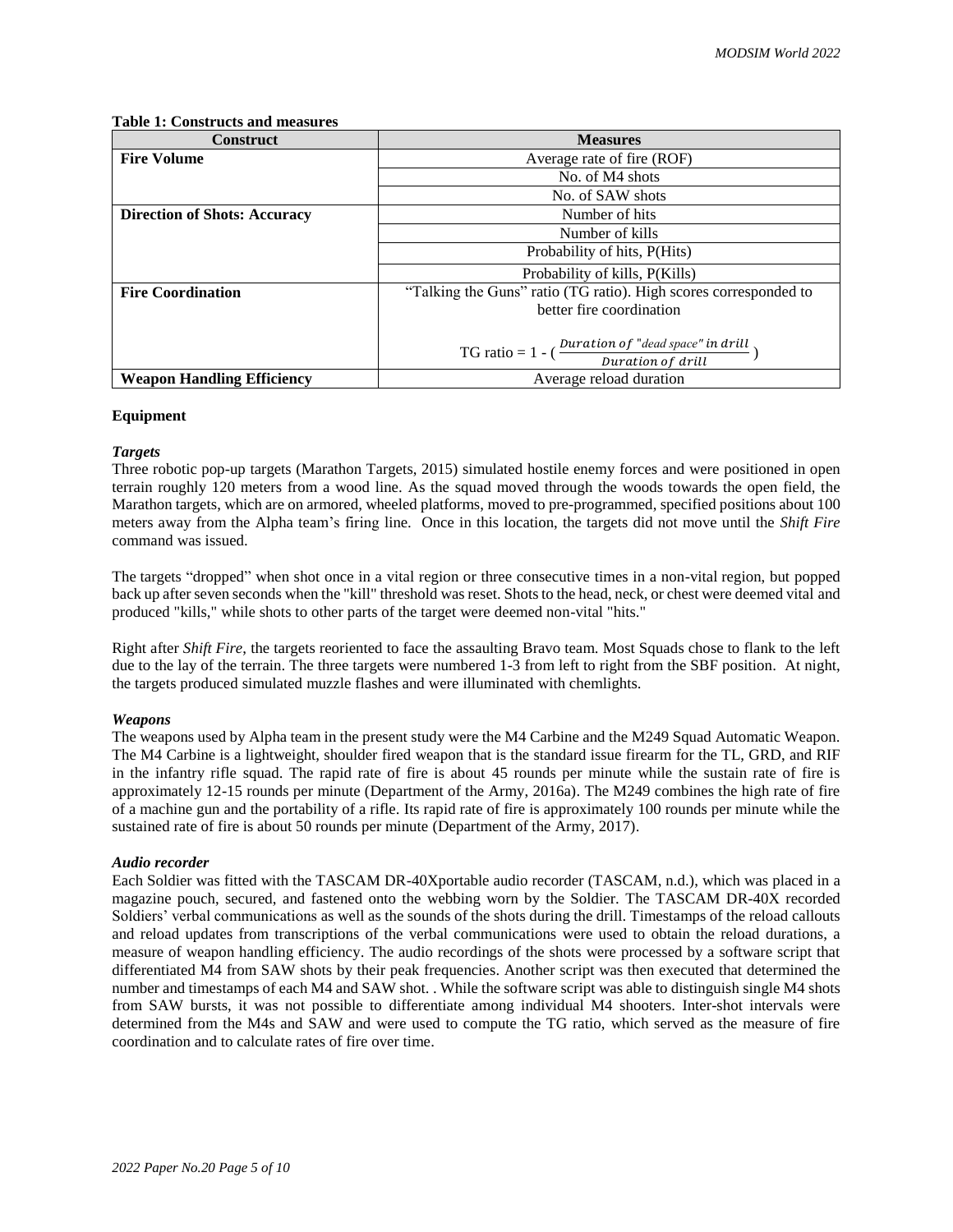**Table 1: Constructs and measures**

| Construct | Measures |
|---|---|
| **Fire Volume** | Average rate of fire (ROF) |
| | No. of M4 shots |
| | No. of SAW shots |
| **Direction of Shots: Accuracy** | Number of hits |
| | Number of kills |
| | Probability of hits, P(Hits) |
| | Probability of kills, P(Kills) |
| **Fire Coordination** | "Talking the Guns" ratio (TG ratio). High scores corresponded to better fire coordination<br><br>TG ratio = $1 - \left(\frac{Duration\ of\ \text{"dead space"}\ in\ drill}{Duration\ of\ drill}\right)$ |
| **Weapon Handling Efficiency** | Average reload duration |

**Equipment**

***Targets***

Three robotic pop-up targets (Marathon Targets, 2015) simulated hostile enemy forces and were positioned in open terrain roughly 120 meters from a wood line. As the squad moved through the woods towards the open field, the Marathon targets, which are on armored, wheeled platforms, moved to pre-programmed, specified positions about 100 meters away from the Alpha team's firing line. Once in this location, the targets did not move until the *Shift Fire* command was issued.

The targets "dropped" when shot once in a vital region or three consecutive times in a non-vital region, but popped back up after seven seconds when the "kill" threshold was reset. Shots to the head, neck, or chest were deemed vital and produced "kills," while shots to other parts of the target were deemed non-vital "hits."

Right after *Shift Fire*, the targets reoriented to face the assaulting Bravo team. Most Squads chose to flank to the left due to the lay of the terrain. The three targets were numbered 1-3 from left to right from the SBF position. At night, the targets produced simulated muzzle flashes and were illuminated with chemlights.

***Weapons***

The weapons used by Alpha team in the present study were the M4 Carbine and the M249 Squad Automatic Weapon. The M4 Carbine is a lightweight, shoulder fired weapon that is the standard issue firearm for the TL, GRD, and RIF in the infantry rifle squad. The rapid rate of fire is about 45 rounds per minute while the sustain rate of fire is approximately 12-15 rounds per minute (Department of the Army, 2016a). The M249 combines the high rate of fire of a machine gun and the portability of a rifle. Its rapid rate of fire is approximately 100 rounds per minute while the sustained rate of fire is about 50 rounds per minute (Department of the Army, 2017).

***Audio recorder***

Each Soldier was fitted with the TASCAM DR-40Xportable audio recorder (TASCAM, n.d.), which was placed in a magazine pouch, secured, and fastened onto the webbing worn by the Soldier. The TASCAM DR-40X recorded Soldiers' verbal communications as well as the sounds of the shots during the drill. Timestamps of the reload callouts and reload updates from transcriptions of the verbal communications were used to obtain the reload durations, a measure of weapon handling efficiency. The audio recordings of the shots were processed by a software script that differentiated M4 from SAW shots by their peak frequencies. Another script was then executed that determined the number and timestamps of each M4 and SAW shot. . While the software script was able to distinguish single M4 shots from SAW bursts, it was not possible to differentiate among individual M4 shooters. Inter-shot intervals were determined from the M4s and SAW and were used to compute the TG ratio, which served as the measure of fire coordination and to calculate rates of fire over time.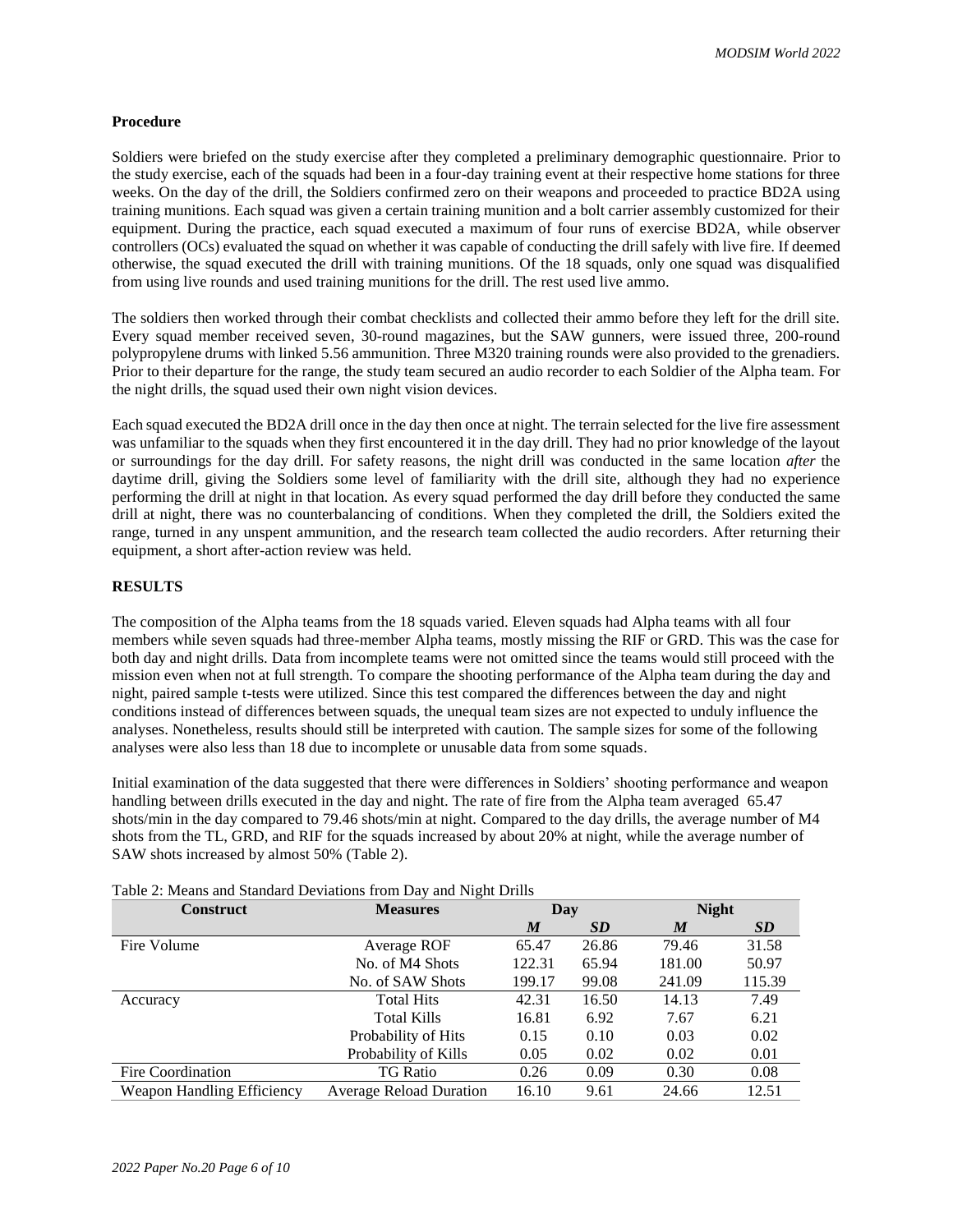**Procedure**

Soldiers were briefed on the study exercise after they completed a preliminary demographic questionnaire. Prior to the study exercise, each of the squads had been in a four-day training event at their respective home stations for three weeks. On the day of the drill, the Soldiers confirmed zero on their weapons and proceeded to practice BD2A using training munitions. Each squad was given a certain training munition and a bolt carrier assembly customized for their equipment. During the practice, each squad executed a maximum of four runs of exercise BD2A, while observer controllers (OCs) evaluated the squad on whether it was capable of conducting the drill safely with live fire. If deemed otherwise, the squad executed the drill with training munitions. Of the 18 squads, only one squad was disqualified from using live rounds and used training munitions for the drill. The rest used live ammo.

The soldiers then worked through their combat checklists and collected their ammo before they left for the drill site. Every squad member received seven, 30-round magazines, but the SAW gunners, were issued three, 200-round polypropylene drums with linked 5.56 ammunition. Three M320 training rounds were also provided to the grenadiers. Prior to their departure for the range, the study team secured an audio recorder to each Soldier of the Alpha team. For the night drills, the squad used their own night vision devices.

Each squad executed the BD2A drill once in the day then once at night. The terrain selected for the live fire assessment was unfamiliar to the squads when they first encountered it in the day drill. They had no prior knowledge of the layout or surroundings for the day drill. For safety reasons, the night drill was conducted in the same location *after* the daytime drill, giving the Soldiers some level of familiarity with the drill site, although they had no experience performing the drill at night in that location. As every squad performed the day drill before they conducted the same drill at night, there was no counterbalancing of conditions. When they completed the drill, the Soldiers exited the range, turned in any unspent ammunition, and the research team collected the audio recorders. After returning their equipment, a short after-action review was held.

## RESULTS

The composition of the Alpha teams from the 18 squads varied. Eleven squads had Alpha teams with all four members while seven squads had three-member Alpha teams, mostly missing the RIF or GRD. This was the case for both day and night drills. Data from incomplete teams were not omitted since the teams would still proceed with the mission even when not at full strength. To compare the shooting performance of the Alpha team during the day and night, paired sample t-tests were utilized. Since this test compared the differences between the day and night conditions instead of differences between squads, the unequal team sizes are not expected to unduly influence the analyses. Nonetheless, results should still be interpreted with caution. The sample sizes for some of the following analyses were also less than 18 due to incomplete or unusable data from some squads.

Initial examination of the data suggested that there were differences in Soldiers' shooting performance and weapon handling between drills executed in the day and night. The rate of fire from the Alpha team averaged 65.47 shots/min in the day compared to 79.46 shots/min at night. Compared to the day drills, the average number of M4 shots from the TL, GRD, and RIF for the squads increased by about 20% at night, while the average number of SAW shots increased by almost 50% (Table 2).

Table 2: Means and Standard Deviations from Day and Night Drills

| Construct | Measures | Day | | Night | |
|---|---|---|---|---|---|
| | | ***M*** | ***SD*** | ***M*** | ***SD*** |
| Fire Volume | Average ROF | 65.47 | 26.86 | 79.46 | 31.58 |
| | No. of M4 Shots | 122.31 | 65.94 | 181.00 | 50.97 |
| | No. of SAW Shots | 199.17 | 99.08 | 241.09 | 115.39 |
| Accuracy | Total Hits | 42.31 | 16.50 | 14.13 | 7.49 |
| | Total Kills | 16.81 | 6.92 | 7.67 | 6.21 |
| | Probability of Hits | 0.15 | 0.10 | 0.03 | 0.02 |
| | Probability of Kills | 0.05 | 0.02 | 0.02 | 0.01 |
| Fire Coordination | TG Ratio | 0.26 | 0.09 | 0.30 | 0.08 |
| Weapon Handling Efficiency | Average Reload Duration | 16.10 | 9.61 | 24.66 | 12.51 |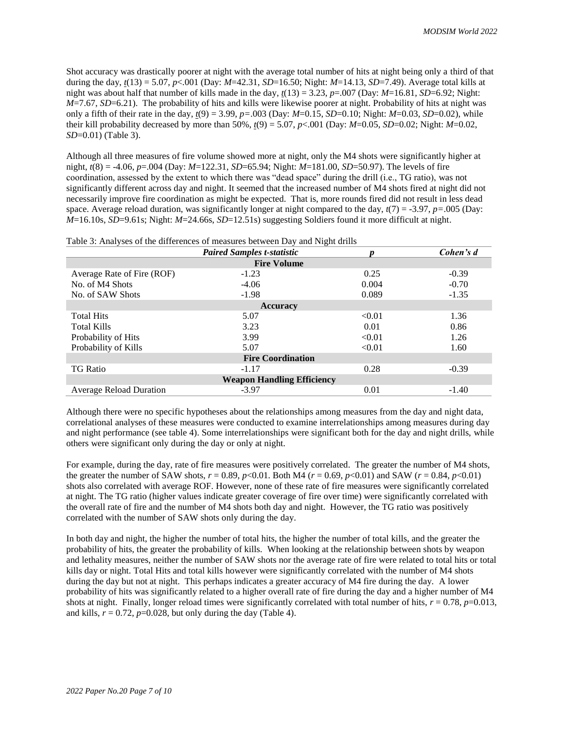Shot accuracy was drastically poorer at night with the average total number of hits at night being only a third of that during the day, $t(13) = 5.07$, $p<.001$ (Day: $M=42.31$, $SD=16.50$; Night: $M=14.13$, $SD=7.49$). Average total kills at night was about half that number of kills made in the day, $t(13) = 3.23$, $p=.007$ (Day: $M=16.81$, $SD=6.92$; Night: $M=7.67$, $SD=6.21$). The probability of hits and kills were likewise poorer at night. Probability of hits at night was only a fifth of their rate in the day, $t(9) = 3.99$, $p=.003$ (Day: $M=0.15$, $SD=0.10$; Night: $M=0.03$, $SD=0.02$), while their kill probability decreased by more than 50%, $t(9) = 5.07$, $p<.001$ (Day: $M=0.05$, $SD=0.02$; Night: $M=0.02$, $SD=0.01$) (Table 3).

Although all three measures of fire volume showed more at night, only the M4 shots were significantly higher at night, $t(8) = -4.06$, $p=.004$ (Day: $M=122.31$, $SD=65.94$; Night: $M=181.00$, $SD=50.97$). The levels of fire coordination, assessed by the extent to which there was "dead space" during the drill (i.e., TG ratio), was not significantly different across day and night. It seemed that the increased number of M4 shots fired at night did not necessarily improve fire coordination as might be expected. That is, more rounds fired did not result in less dead space. Average reload duration, was significantly longer at night compared to the day, $t(7) = -3.97$, $p=.005$ (Day: $M=16.10$s, $SD=9.61$s; Night: $M=24.66$s, $SD=12.51$s) suggesting Soldiers found it more difficult at night.

Table 3: Analyses of the differences of measures between Day and Night drills

| | ***Paired Samples t-statistic*** | ***p*** | ***Cohen's d*** |
|---|---|---|---|
| | **Fire Volume** | | |
| Average Rate of Fire (ROF) | -1.23 | 0.25 | -0.39 |
| No. of M4 Shots | -4.06 | 0.004 | -0.70 |
| No. of SAW Shots | -1.98 | 0.089 | -1.35 |
| | **Accuracy** | | |
| Total Hits | 5.07 | <0.01 | 1.36 |
| Total Kills | 3.23 | 0.01 | 0.86 |
| Probability of Hits | 3.99 | <0.01 | 1.26 |
| Probability of Kills | 5.07 | <0.01 | 1.60 |
| | **Fire Coordination** | | |
| TG Ratio | -1.17 | 0.28 | -0.39 |
| | **Weapon Handling Efficiency** | | |
| Average Reload Duration | -3.97 | 0.01 | -1.40 |

Although there were no specific hypotheses about the relationships among measures from the day and night data, correlational analyses of these measures were conducted to examine interrelationships among measures during day and night performance (see table 4). Some interrelationships were significant both for the day and night drills, while others were significant only during the day or only at night.

For example, during the day, rate of fire measures were positively correlated. The greater the number of M4 shots, the greater the number of SAW shots, $r = 0.89$, $p<0.01$. Both M4 ($r = 0.69$, $p<0.01$) and SAW ($r = 0.84$, $p<0.01$) shots also correlated with average ROF. However, none of these rate of fire measures were significantly correlated at night. The TG ratio (higher values indicate greater coverage of fire over time) were significantly correlated with the overall rate of fire and the number of M4 shots both day and night. However, the TG ratio was positively correlated with the number of SAW shots only during the day.

In both day and night, the higher the number of total hits, the higher the number of total kills, and the greater the probability of hits, the greater the probability of kills. When looking at the relationship between shots by weapon and lethality measures, neither the number of SAW shots nor the average rate of fire were related to total hits or total kills day or night. Total Hits and total kills however were significantly correlated with the number of M4 shots during the day but not at night. This perhaps indicates a greater accuracy of M4 fire during the day. A lower probability of hits was significantly related to a higher overall rate of fire during the day and a higher number of M4 shots at night. Finally, longer reload times were significantly correlated with total number of hits, $r = 0.78$, $p=0.013$, and kills, $r = 0.72$, $p=0.028$, but only during the day (Table 4).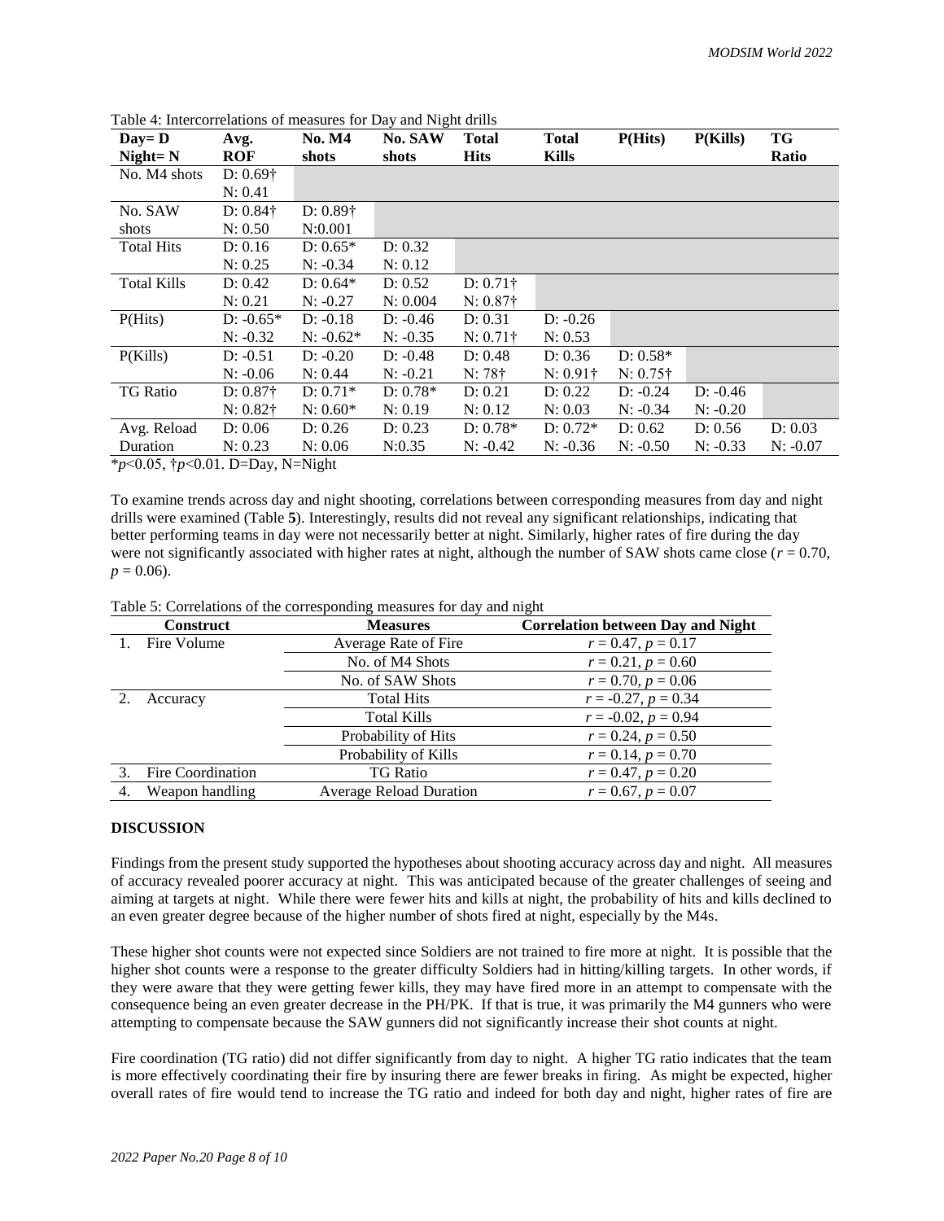Table 4: Intercorrelations of measures for Day and Night drills

| Day= D Night= N | Avg. ROF | No. M4 shots | No. SAW shots | Total Hits | Total Kills | P(Hits) | P(Kills) | TG Ratio |
|---|---|---|---|---|---|---|---|---|
| No. M4 shots | D: 0.69† N: 0.41 | | | | | | | |
| No. SAW shots | D: 0.84† N: 0.50 | D: 0.89† N:0.001 | | | | | | |
| Total Hits | D: 0.16 N: 0.25 | D: 0.65* N: -0.34 | D: 0.32 N: 0.12 | | | | | |
| Total Kills | D: 0.42 N: 0.21 | D: 0.64* N: -0.27 | D: 0.52 N: 0.004 | D: 0.71† N: 0.87† | | | | |
| P(Hits) | D: -0.65* N: -0.32 | D: -0.18 N: -0.62* | D: -0.46 N: -0.35 | D: 0.31 N: 0.71† | D: -0.26 N: 0.53 | | | |
| P(Kills) | D: -0.51 N: -0.06 | D: -0.20 N: 0.44 | D: -0.48 N: -0.21 | D: 0.48 N: 78† | D: 0.36 N: 0.91† | D: 0.58* N: 0.75† | | |
| TG Ratio | D: 0.87† N: 0.82† | D: 0.71* N: 0.60* | D: 0.78* N: 0.19 | D: 0.21 N: 0.12 | D: 0.22 N: 0.03 | D: -0.24 N: -0.34 | D: -0.46 N: -0.20 | |
| Avg. Reload Duration | D: 0.06 N: 0.23 | D: 0.26 N: 0.06 | D: 0.23 N:0.35 | D: 0.78* N: -0.42 | D: 0.72* N: -0.36 | D: 0.62 N: -0.50 | D: 0.56 N: -0.33 | D: 0.03 N: -0.07 |

*$p$<0.05, †$p$<0.01. D=Day, N=Night

To examine trends across day and night shooting, correlations between corresponding measures from day and night drills were examined (Table **5**). Interestingly, results did not reveal any significant relationships, indicating that better performing teams in day were not necessarily better at night. Similarly, higher rates of fire during the day were not significantly associated with higher rates at night, although the number of SAW shots came close ($r = 0.70$, $p = 0.06$).

Table 5: Correlations of the corresponding measures for day and night

| Construct | Measures | Correlation between Day and Night |
|---|---|---|
| 1. Fire Volume | Average Rate of Fire | $r = 0.47$, $p = 0.17$ |
| | No. of M4 Shots | $r = 0.21$, $p = 0.60$ |
| | No. of SAW Shots | $r = 0.70$, $p = 0.06$ |
| 2. Accuracy | Total Hits | $r = -0.27$, $p = 0.34$ |
| | Total Kills | $r = -0.02$, $p = 0.94$ |
| | Probability of Hits | $r = 0.24$, $p = 0.50$ |
| | Probability of Kills | $r = 0.14$, $p = 0.70$ |
| 3. Fire Coordination | TG Ratio | $r = 0.47$, $p = 0.20$ |
| 4. Weapon handling | Average Reload Duration | $r = 0.67$, $p = 0.07$ |

## DISCUSSION

Findings from the present study supported the hypotheses about shooting accuracy across day and night. All measures of accuracy revealed poorer accuracy at night. This was anticipated because of the greater challenges of seeing and aiming at targets at night. While there were fewer hits and kills at night, the probability of hits and kills declined to an even greater degree because of the higher number of shots fired at night, especially by the M4s.

These higher shot counts were not expected since Soldiers are not trained to fire more at night. It is possible that the higher shot counts were a response to the greater difficulty Soldiers had in hitting/killing targets. In other words, if they were aware that they were getting fewer kills, they may have fired more in an attempt to compensate with the consequence being an even greater decrease in the PH/PK. If that is true, it was primarily the M4 gunners who were attempting to compensate because the SAW gunners did not significantly increase their shot counts at night.

Fire coordination (TG ratio) did not differ significantly from day to night. A higher TG ratio indicates that the team is more effectively coordinating their fire by insuring there are fewer breaks in firing. As might be expected, higher overall rates of fire would tend to increase the TG ratio and indeed for both day and night, higher rates of fire are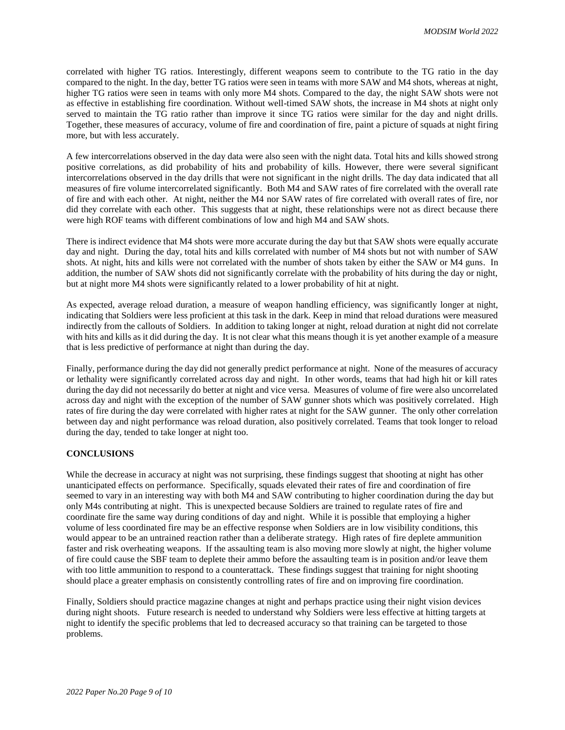correlated with higher TG ratios. Interestingly, different weapons seem to contribute to the TG ratio in the day compared to the night. In the day, better TG ratios were seen in teams with more SAW and M4 shots, whereas at night, higher TG ratios were seen in teams with only more M4 shots. Compared to the day, the night SAW shots were not as effective in establishing fire coordination. Without well-timed SAW shots, the increase in M4 shots at night only served to maintain the TG ratio rather than improve it since TG ratios were similar for the day and night drills. Together, these measures of accuracy, volume of fire and coordination of fire, paint a picture of squads at night firing more, but with less accurately.

A few intercorrelations observed in the day data were also seen with the night data. Total hits and kills showed strong positive correlations, as did probability of hits and probability of kills. However, there were several significant intercorrelations observed in the day drills that were not significant in the night drills. The day data indicated that all measures of fire volume intercorrelated significantly. Both M4 and SAW rates of fire correlated with the overall rate of fire and with each other. At night, neither the M4 nor SAW rates of fire correlated with overall rates of fire, nor did they correlate with each other. This suggests that at night, these relationships were not as direct because there were high ROF teams with different combinations of low and high M4 and SAW shots.

There is indirect evidence that M4 shots were more accurate during the day but that SAW shots were equally accurate day and night. During the day, total hits and kills correlated with number of M4 shots but not with number of SAW shots. At night, hits and kills were not correlated with the number of shots taken by either the SAW or M4 guns. In addition, the number of SAW shots did not significantly correlate with the probability of hits during the day or night, but at night more M4 shots were significantly related to a lower probability of hit at night.

As expected, average reload duration, a measure of weapon handling efficiency, was significantly longer at night, indicating that Soldiers were less proficient at this task in the dark. Keep in mind that reload durations were measured indirectly from the callouts of Soldiers. In addition to taking longer at night, reload duration at night did not correlate with hits and kills as it did during the day. It is not clear what this means though it is yet another example of a measure that is less predictive of performance at night than during the day.

Finally, performance during the day did not generally predict performance at night. None of the measures of accuracy or lethality were significantly correlated across day and night. In other words, teams that had high hit or kill rates during the day did not necessarily do better at night and vice versa. Measures of volume of fire were also uncorrelated across day and night with the exception of the number of SAW gunner shots which was positively correlated. High rates of fire during the day were correlated with higher rates at night for the SAW gunner. The only other correlation between day and night performance was reload duration, also positively correlated. Teams that took longer to reload during the day, tended to take longer at night too.

## CONCLUSIONS

While the decrease in accuracy at night was not surprising, these findings suggest that shooting at night has other unanticipated effects on performance. Specifically, squads elevated their rates of fire and coordination of fire seemed to vary in an interesting way with both M4 and SAW contributing to higher coordination during the day but only M4s contributing at night. This is unexpected because Soldiers are trained to regulate rates of fire and coordinate fire the same way during conditions of day and night. While it is possible that employing a higher volume of less coordinated fire may be an effective response when Soldiers are in low visibility conditions, this would appear to be an untrained reaction rather than a deliberate strategy. High rates of fire deplete ammunition faster and risk overheating weapons. If the assaulting team is also moving more slowly at night, the higher volume of fire could cause the SBF team to deplete their ammo before the assaulting team is in position and/or leave them with too little ammunition to respond to a counterattack. These findings suggest that training for night shooting should place a greater emphasis on consistently controlling rates of fire and on improving fire coordination.

Finally, Soldiers should practice magazine changes at night and perhaps practice using their night vision devices during night shoots. Future research is needed to understand why Soldiers were less effective at hitting targets at night to identify the specific problems that led to decreased accuracy so that training can be targeted to those problems.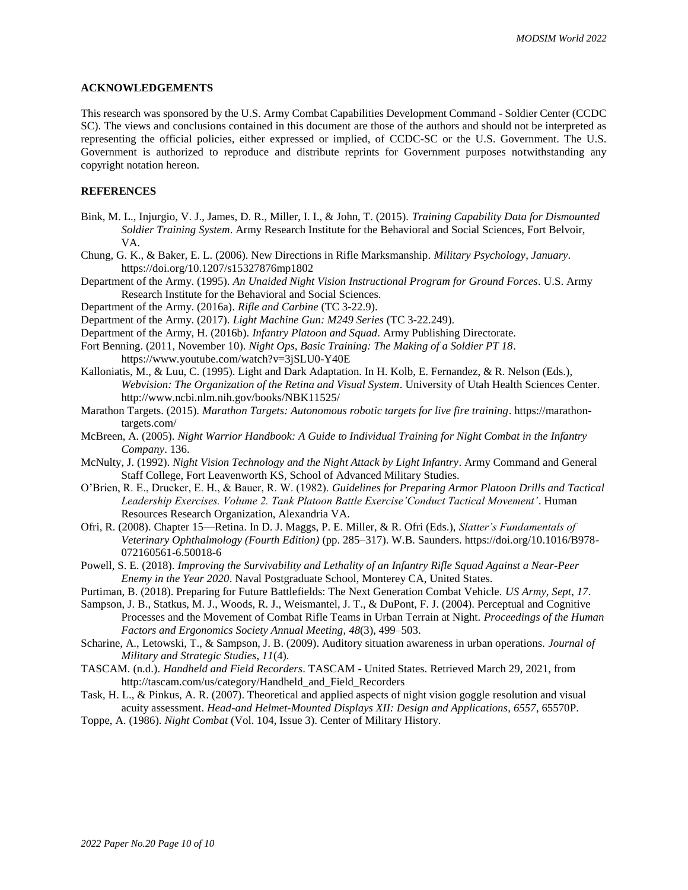## ACKNOWLEDGEMENTS

This research was sponsored by the U.S. Army Combat Capabilities Development Command - Soldier Center (CCDC SC). The views and conclusions contained in this document are those of the authors and should not be interpreted as representing the official policies, either expressed or implied, of CCDC-SC or the U.S. Government. The U.S. Government is authorized to reproduce and distribute reprints for Government purposes notwithstanding any copyright notation hereon.

## REFERENCES

Bink, M. L., Injurgio, V. J., James, D. R., Miller, I. I., & John, T. (2015). *Training Capability Data for Dismounted Soldier Training System*. Army Research Institute for the Behavioral and Social Sciences, Fort Belvoir, VA.

Chung, G. K., & Baker, E. L. (2006). New Directions in Rifle Marksmanship. *Military Psychology*, *January*. https://doi.org/10.1207/s15327876mp1802

Department of the Army. (1995). *An Unaided Night Vision Instructional Program for Ground Forces*. U.S. Army Research Institute for the Behavioral and Social Sciences.

Department of the Army. (2016a). *Rifle and Carbine* (TC 3-22.9).

Department of the Army. (2017). *Light Machine Gun: M249 Series* (TC 3-22.249).

Department of the Army, H. (2016b). *Infantry Platoon and Squad*. Army Publishing Directorate.

Fort Benning. (2011, November 10). *Night Ops, Basic Training: The Making of a Soldier PT 18*. https://www.youtube.com/watch?v=3jSLU0-Y40E

Kalloniatis, M., & Luu, C. (1995). Light and Dark Adaptation. In H. Kolb, E. Fernandez, & R. Nelson (Eds.), *Webvision: The Organization of the Retina and Visual System*. University of Utah Health Sciences Center. http://www.ncbi.nlm.nih.gov/books/NBK11525/

Marathon Targets. (2015). *Marathon Targets: Autonomous robotic targets for live fire training*. https://marathon-targets.com/

McBreen, A. (2005). *Night Warrior Handbook: A Guide to Individual Training for Night Combat in the Infantry Company*. 136.

McNulty, J. (1992). *Night Vision Technology and the Night Attack by Light Infantry*. Army Command and General Staff College, Fort Leavenworth KS, School of Advanced Military Studies.

O'Brien, R. E., Drucker, E. H., & Bauer, R. W. (1982). *Guidelines for Preparing Armor Platoon Drills and Tactical Leadership Exercises. Volume 2. Tank Platoon Battle Exercise'Conduct Tactical Movement'*. Human Resources Research Organization, Alexandria VA.

Ofri, R. (2008). Chapter 15—Retina. In D. J. Maggs, P. E. Miller, & R. Ofri (Eds.), *Slatter's Fundamentals of Veterinary Ophthalmology (Fourth Edition)* (pp. 285–317). W.B. Saunders. https://doi.org/10.1016/B978-072160561-6.50018-6

Powell, S. E. (2018). *Improving the Survivability and Lethality of an Infantry Rifle Squad Against a Near-Peer Enemy in the Year 2020*. Naval Postgraduate School, Monterey CA, United States.

Purtiman, B. (2018). Preparing for Future Battlefields: The Next Generation Combat Vehicle. *US Army*, *Sept*, *17*.

Sampson, J. B., Statkus, M. J., Woods, R. J., Weismantel, J. T., & DuPont, F. J. (2004). Perceptual and Cognitive Processes and the Movement of Combat Rifle Teams in Urban Terrain at Night. *Proceedings of the Human Factors and Ergonomics Society Annual Meeting*, *48*(3), 499–503.

Scharine, A., Letowski, T., & Sampson, J. B. (2009). Auditory situation awareness in urban operations. *Journal of Military and Strategic Studies*, *11*(4).

TASCAM. (n.d.). *Handheld and Field Recorders*. TASCAM - United States. Retrieved March 29, 2021, from http://tascam.com/us/category/Handheld_and_Field_Recorders

Task, H. L., & Pinkus, A. R. (2007). Theoretical and applied aspects of night vision goggle resolution and visual acuity assessment. *Head-and Helmet-Mounted Displays XII: Design and Applications*, *6557*, 65570P.

Toppe, A. (1986). *Night Combat* (Vol. 104, Issue 3). Center of Military History.